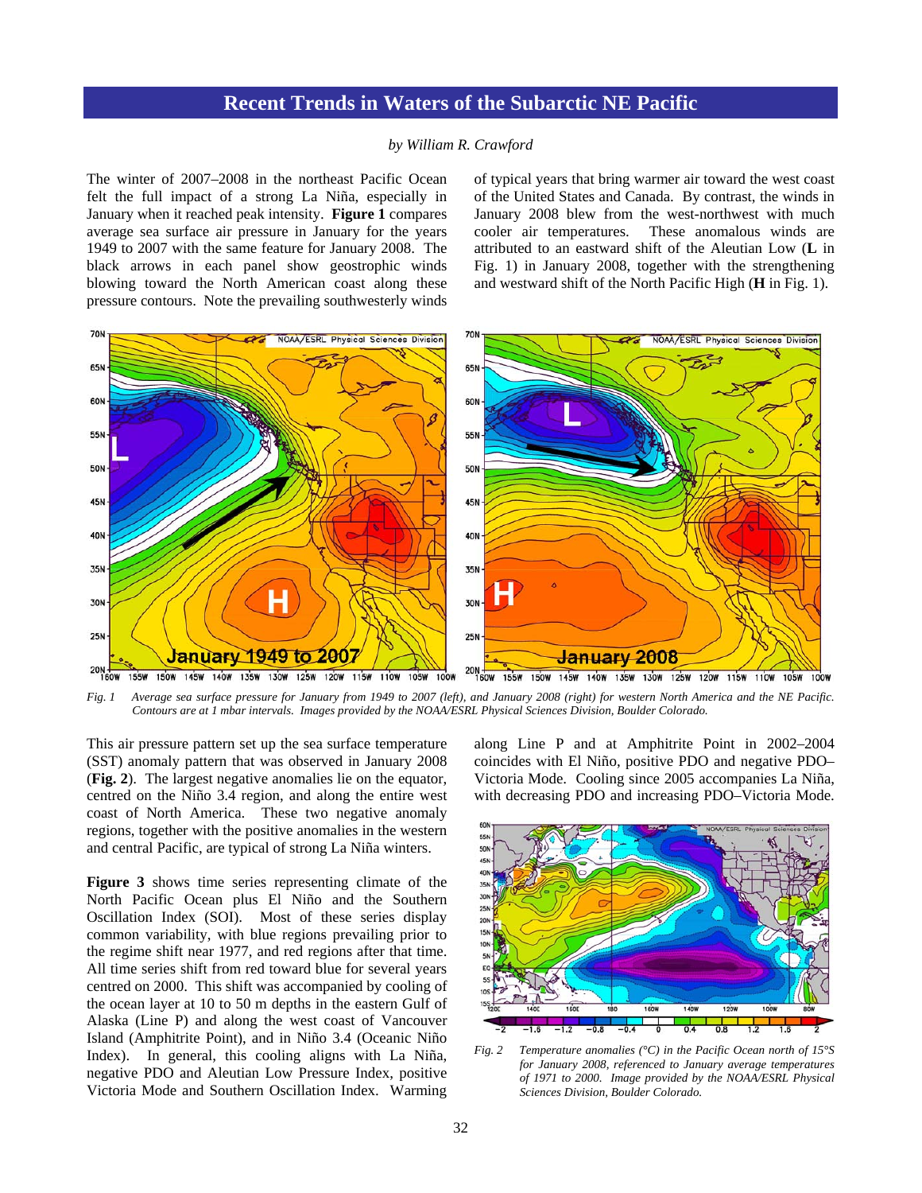# Recent Trends in Waters of the Subarctic NE Pacific

*by William R. Crawford*

The winter of 2007–2008 in the northeast Pacific Ocean felt the full impact of a strong La Niña, especially in January when it reached peak intensity. **Figure 1** compares average sea surface air pressure in January for the years 1949 to 2007 with the same feature for January 2008. The black arrows in each panel show geostrophic winds blowing toward the North American coast along these pressure contours. Note the prevailing southwesterly winds of typical years that bring warmer air toward the west coast of the United States and Canada. By contrast, the winds in January 2008 blew from the west-northwest with much cooler air temperatures. These anomalous winds are attributed to an eastward shift of the Aleutian Low (**L** in Fig. 1) in January 2008, together with the strengthening and westward shift of the North Pacific High (**H** in Fig. 1).

*Fig. 1 Average sea surface pressure for January from 1949 to 2007 (left), and January 2008 (right) for western North America and the NE Pacific. Contours are at 1 mbar intervals. Images provided by the NOAA/ESRL Physical Sciences Division, Boulder Colorado.*

This air pressure pattern set up the sea surface temperature (SST) anomaly pattern that was observed in January 2008 (**Fig. 2**). The largest negative anomalies lie on the equator, centred on the Niño 3.4 region, and along the entire west coast of North America. These two negative anomaly regions, together with the positive anomalies in the western and central Pacific, are typical of strong La Niña winters.

**Figure 3** shows time series representing climate of the North Pacific Ocean plus El Niño and the Southern Oscillation Index (SOI). Most of these series display common variability, with blue regions prevailing prior to the regime shift near 1977, and red regions after that time. All time series shift from red toward blue for several years centred on 2000. This shift was accompanied by cooling of the ocean layer at 10 to 50 m depths in the eastern Gulf of Alaska (Line P) and along the west coast of Vancouver Island (Amphitrite Point), and in Niño 3.4 (Oceanic Niño Index). In general, this cooling aligns with La Niña, negative PDO and Aleutian Low Pressure Index, positive Victoria Mode and Southern Oscillation Index. Warming along Line P and at Amphitrite Point in 2002–2004 coincides with El Niño, positive PDO and negative PDO–Victoria Mode. Cooling since 2005 accompanies La Niña, with decreasing PDO and increasing PDO–Victoria Mode.

*Fig. 2 Temperature anomalies (°C) in the Pacific Ocean north of 15°S for January 2008, referenced to January average temperatures of 1971 to 2000. Image provided by the NOAA/ESRL Physical Sciences Division, Boulder Colorado.*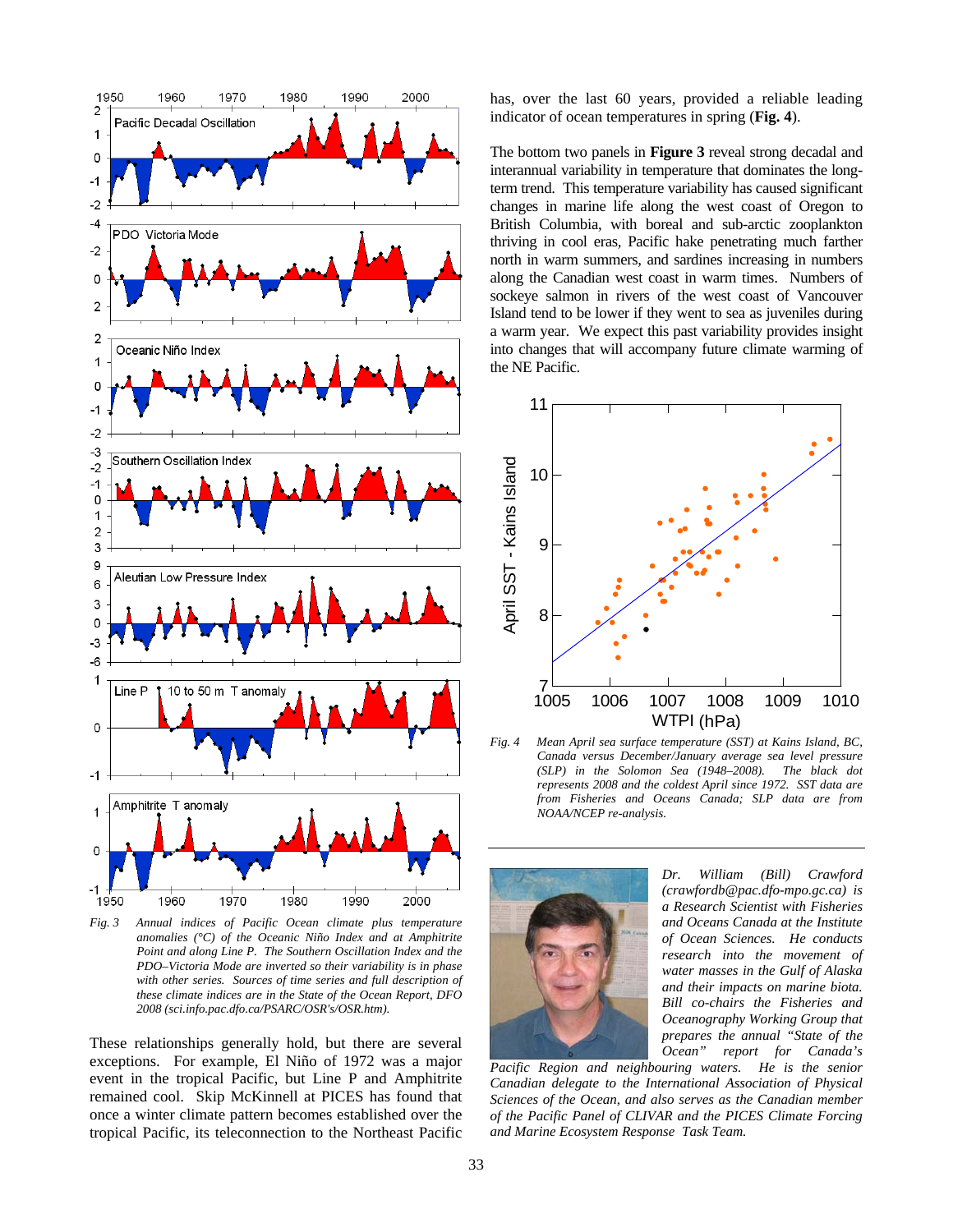1950 1960 1970 1980 1990 2000

Pacific Decadal Oscillation

PDO Victoria Mode

Oceanic Niño Index

Southern Oscillation Index

Aleutian Low Pressure Index

Line P 10 to 50 m T anomaly

Amphitrite T anomaly

1950 1960 1970 1980 1990 2000

*Fig. 3* *Annual indices of Pacific Ocean climate plus temperature anomalies (°C) of the Oceanic Niño Index and at Amphitrite Point and along Line P. The Southern Oscillation Index and the PDO–Victoria Mode are inverted so their variability is in phase with other series. Sources of time series and full description of these climate indices are in the State of the Ocean Report, DFO 2008 (sci.info.pac.dfo.ca/PSARC/OSR's/OSR.htm).*

These relationships generally hold, but there are several exceptions. For example, El Niño of 1972 was a major event in the tropical Pacific, but Line P and Amphitrite remained cool. Skip McKinnell at PICES has found that once a winter climate pattern becomes established over the tropical Pacific, its teleconnection to the Northeast Pacific has, over the last 60 years, provided a reliable leading indicator of ocean temperatures in spring (**Fig. 4**).

The bottom two panels in **Figure 3** reveal strong decadal and interannual variability in temperature that dominates the long-term trend. This temperature variability has caused significant changes in marine life along the west coast of Oregon to British Columbia, with boreal and sub-arctic zooplankton thriving in cool eras, Pacific hake penetrating much farther north in warm summers, and sardines increasing in numbers along the Canadian west coast in warm times. Numbers of sockeye salmon in rivers of the west coast of Vancouver Island tend to be lower if they went to sea as juveniles during a warm year. We expect this past variability provides insight into changes that will accompany future climate warming of the NE Pacific.

April SST - Kains Island

WTPI (hPa)

*Fig. 4* *Mean April sea surface temperature (SST) at Kains Island, BC, Canada versus December/January average sea level pressure (SLP) in the Solomon Sea (1948–2008). The black dot represents 2008 and the coldest April since 1972. SST data are from Fisheries and Oceans Canada; SLP data are from NOAA/NCEP re-analysis.*

---

*Dr. William (Bill) Crawford (crawfordb@pac.dfo-mpo.gc.ca) is a Research Scientist with Fisheries and Oceans Canada at the Institute of Ocean Sciences. He conducts research into the movement of water masses in the Gulf of Alaska and their impacts on marine biota. Bill co-chairs the Fisheries and Oceanography Working Group that prepares the annual "State of the Ocean" report for Canada's Pacific Region and neighbouring waters. He is the senior Canadian delegate to the International Association of Physical Sciences of the Ocean, and also serves as the Canadian member of the Pacific Panel of CLIVAR and the PICES Climate Forcing and Marine Ecosystem Response Task Team.*